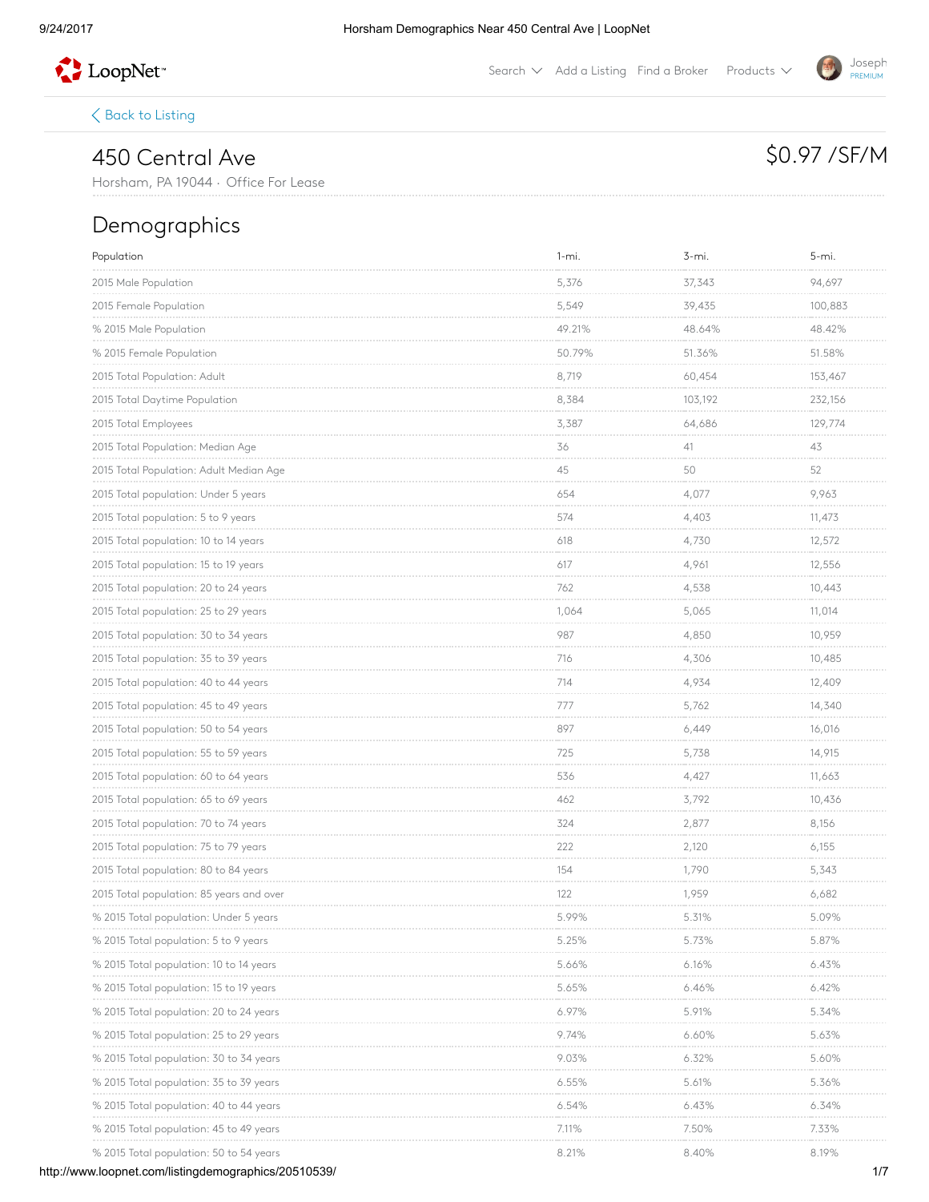Back to Listing

# 450 Central Ave

Horsham, PA 19044 · Office For Lease

$0.97 /SF/M

## Demographics

| Population | 1-mi. | 3-mi. | 5-mi. |
|---|---|---|---|
| 2015 Male Population | 5,376 | 37,343 | 94,697 |
| 2015 Female Population | 5,549 | 39,435 | 100,883 |
| % 2015 Male Population | 49.21% | 48.64% | 48.42% |
| % 2015 Female Population | 50.79% | 51.36% | 51.58% |
| 2015 Total Population: Adult | 8,719 | 60,454 | 153,467 |
| 2015 Total Daytime Population | 8,384 | 103,192 | 232,156 |
| 2015 Total Employees | 3,387 | 64,686 | 129,774 |
| 2015 Total Population: Median Age | 36 | 41 | 43 |
| 2015 Total Population: Adult Median Age | 45 | 50 | 52 |
| 2015 Total population: Under 5 years | 654 | 4,077 | 9,963 |
| 2015 Total population: 5 to 9 years | 574 | 4,403 | 11,473 |
| 2015 Total population: 10 to 14 years | 618 | 4,730 | 12,572 |
| 2015 Total population: 15 to 19 years | 617 | 4,961 | 12,556 |
| 2015 Total population: 20 to 24 years | 762 | 4,538 | 10,443 |
| 2015 Total population: 25 to 29 years | 1,064 | 5,065 | 11,014 |
| 2015 Total population: 30 to 34 years | 987 | 4,850 | 10,959 |
| 2015 Total population: 35 to 39 years | 716 | 4,306 | 10,485 |
| 2015 Total population: 40 to 44 years | 714 | 4,934 | 12,409 |
| 2015 Total population: 45 to 49 years | 777 | 5,762 | 14,340 |
| 2015 Total population: 50 to 54 years | 897 | 6,449 | 16,016 |
| 2015 Total population: 55 to 59 years | 725 | 5,738 | 14,915 |
| 2015 Total population: 60 to 64 years | 536 | 4,427 | 11,663 |
| 2015 Total population: 65 to 69 years | 462 | 3,792 | 10,436 |
| 2015 Total population: 70 to 74 years | 324 | 2,877 | 8,156 |
| 2015 Total population: 75 to 79 years | 222 | 2,120 | 6,155 |
| 2015 Total population: 80 to 84 years | 154 | 1,790 | 5,343 |
| 2015 Total population: 85 years and over | 122 | 1,959 | 6,682 |
| % 2015 Total population: Under 5 years | 5.99% | 5.31% | 5.09% |
| % 2015 Total population: 5 to 9 years | 5.25% | 5.73% | 5.87% |
| % 2015 Total population: 10 to 14 years | 5.66% | 6.16% | 6.43% |
| % 2015 Total population: 15 to 19 years | 5.65% | 6.46% | 6.42% |
| % 2015 Total population: 20 to 24 years | 6.97% | 5.91% | 5.34% |
| % 2015 Total population: 25 to 29 years | 9.74% | 6.60% | 5.63% |
| % 2015 Total population: 30 to 34 years | 9.03% | 6.32% | 5.60% |
| % 2015 Total population: 35 to 39 years | 6.55% | 5.61% | 5.36% |
| % 2015 Total population: 40 to 44 years | 6.54% | 6.43% | 6.34% |
| % 2015 Total population: 45 to 49 years | 7.11% | 7.50% | 7.33% |
| % 2015 Total population: 50 to 54 years | 8.21% | 8.40% | 8.19% |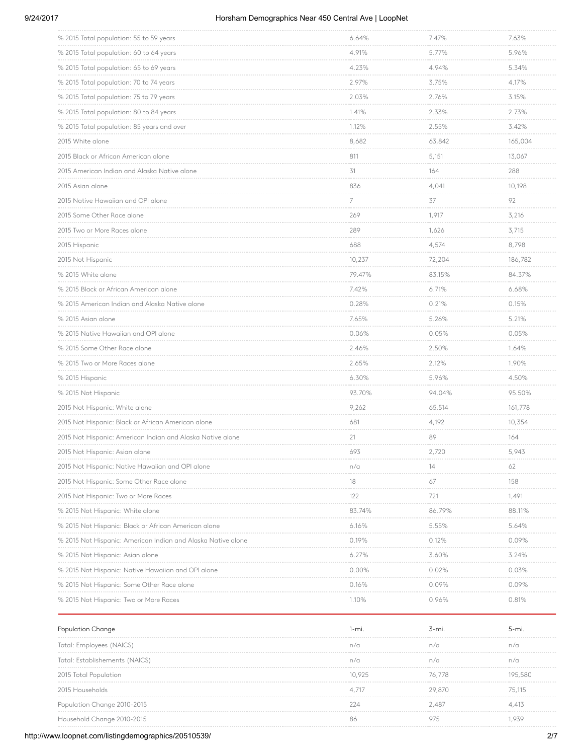| | | | |
|---|---|---|---|
| % 2015 Total population: 55 to 59 years | 6.64% | 7.47% | 7.63% |
| % 2015 Total population: 60 to 64 years | 4.91% | 5.77% | 5.96% |
| % 2015 Total population: 65 to 69 years | 4.23% | 4.94% | 5.34% |
| % 2015 Total population: 70 to 74 years | 2.97% | 3.75% | 4.17% |
| % 2015 Total population: 75 to 79 years | 2.03% | 2.76% | 3.15% |
| % 2015 Total population: 80 to 84 years | 1.41% | 2.33% | 2.73% |
| % 2015 Total population: 85 years and over | 1.12% | 2.55% | 3.42% |
| 2015 White alone | 8,682 | 63,842 | 165,004 |
| 2015 Black or African American alone | 811 | 5,151 | 13,067 |
| 2015 American Indian and Alaska Native alone | 31 | 164 | 288 |
| 2015 Asian alone | 836 | 4,041 | 10,198 |
| 2015 Native Hawaiian and OPI alone | 7 | 37 | 92 |
| 2015 Some Other Race alone | 269 | 1,917 | 3,216 |
| 2015 Two or More Races alone | 289 | 1,626 | 3,715 |
| 2015 Hispanic | 688 | 4,574 | 8,798 |
| 2015 Not Hispanic | 10,237 | 72,204 | 186,782 |
| % 2015 White alone | 79.47% | 83.15% | 84.37% |
| % 2015 Black or African American alone | 7.42% | 6.71% | 6.68% |
| % 2015 American Indian and Alaska Native alone | 0.28% | 0.21% | 0.15% |
| % 2015 Asian alone | 7.65% | 5.26% | 5.21% |
| % 2015 Native Hawaiian and OPI alone | 0.06% | 0.05% | 0.05% |
| % 2015 Some Other Race alone | 2.46% | 2.50% | 1.64% |
| % 2015 Two or More Races alone | 2.65% | 2.12% | 1.90% |
| % 2015 Hispanic | 6.30% | 5.96% | 4.50% |
| % 2015 Not Hispanic | 93.70% | 94.04% | 95.50% |
| 2015 Not Hispanic: White alone | 9,262 | 65,514 | 161,778 |
| 2015 Not Hispanic: Black or African American alone | 681 | 4,192 | 10,354 |
| 2015 Not Hispanic: American Indian and Alaska Native alone | 21 | 89 | 164 |
| 2015 Not Hispanic: Asian alone | 693 | 2,720 | 5,943 |
| 2015 Not Hispanic: Native Hawaiian and OPI alone | n/a | 14 | 62 |
| 2015 Not Hispanic: Some Other Race alone | 18 | 67 | 158 |
| 2015 Not Hispanic: Two or More Races | 122 | 721 | 1,491 |
| % 2015 Not Hispanic: White alone | 83.74% | 86.79% | 88.11% |
| % 2015 Not Hispanic: Black or African American alone | 6.16% | 5.55% | 5.64% |
| % 2015 Not Hispanic: American Indian and Alaska Native alone | 0.19% | 0.12% | 0.09% |
| % 2015 Not Hispanic: Asian alone | 6.27% | 3.60% | 3.24% |
| % 2015 Not Hispanic: Native Hawaiian and OPI alone | 0.00% | 0.02% | 0.03% |
| % 2015 Not Hispanic: Some Other Race alone | 0.16% | 0.09% | 0.09% |
| % 2015 Not Hispanic: Two or More Races | 1.10% | 0.96% | 0.81% |

| Population Change | 1-mi. | 3-mi. | 5-mi. |
|---|---|---|---|
| Total: Employees (NAICS) | n/a | n/a | n/a |
| Total: Establishements (NAICS) | n/a | n/a | n/a |
| 2015 Total Population | 10,925 | 76,778 | 195,580 |
| 2015 Households | 4,717 | 29,870 | 75,115 |
| Population Change 2010-2015 | 224 | 2,487 | 4,413 |
| Household Change 2010-2015 | 86 | 975 | 1,939 |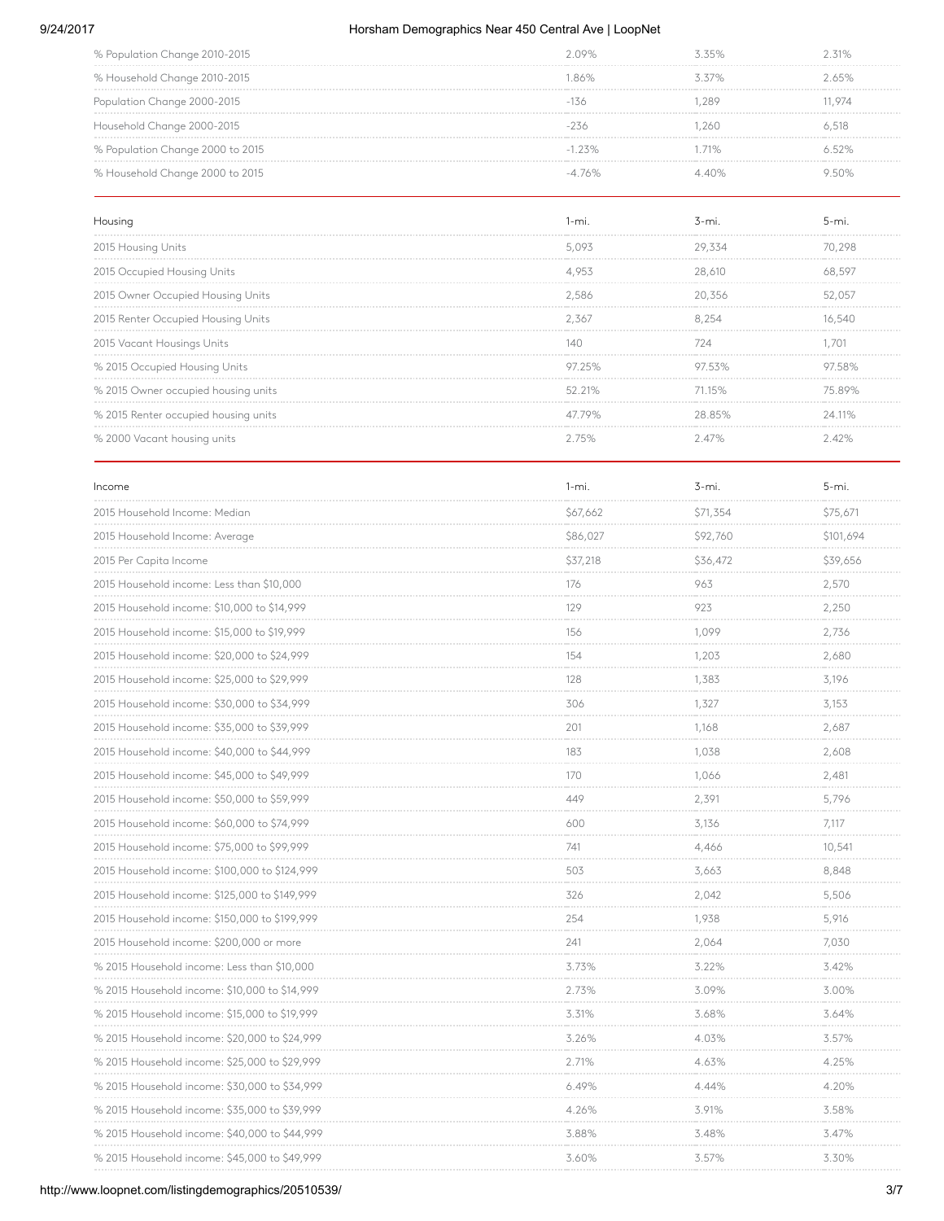| | | | |
|---|---|---|---|
| % Population Change 2010-2015 | 2.09% | 3.35% | 2.31% |
| % Household Change 2010-2015 | 1.86% | 3.37% | 2.65% |
| Population Change 2000-2015 | -136 | 1,289 | 11,974 |
| Household Change 2000-2015 | -236 | 1,260 | 6,518 |
| % Population Change 2000 to 2015 | -1.23% | 1.71% | 6.52% |
| % Household Change 2000 to 2015 | -4.76% | 4.40% | 9.50% |

| Housing | 1-mi. | 3-mi. | 5-mi. |
|---|---|---|---|
| 2015 Housing Units | 5,093 | 29,334 | 70,298 |
| 2015 Occupied Housing Units | 4,953 | 28,610 | 68,597 |
| 2015 Owner Occupied Housing Units | 2,586 | 20,356 | 52,057 |
| 2015 Renter Occupied Housing Units | 2,367 | 8,254 | 16,540 |
| 2015 Vacant Housings Units | 140 | 724 | 1,701 |
| % 2015 Occupied Housing Units | 97.25% | 97.53% | 97.58% |
| % 2015 Owner occupied housing units | 52.21% | 71.15% | 75.89% |
| % 2015 Renter occupied housing units | 47.79% | 28.85% | 24.11% |
| % 2000 Vacant housing units | 2.75% | 2.47% | 2.42% |

| Income | 1-mi. | 3-mi. | 5-mi. |
|---|---|---|---|
| 2015 Household Income: Median | $67,662 | $71,354 | $75,671 |
| 2015 Household Income: Average | $86,027 | $92,760 | $101,694 |
| 2015 Per Capita Income | $37,218 | $36,472 | $39,656 |
| 2015 Household income: Less than $10,000 | 176 | 963 | 2,570 |
| 2015 Household income: $10,000 to $14,999 | 129 | 923 | 2,250 |
| 2015 Household income: $15,000 to $19,999 | 156 | 1,099 | 2,736 |
| 2015 Household income: $20,000 to $24,999 | 154 | 1,203 | 2,680 |
| 2015 Household income: $25,000 to $29,999 | 128 | 1,383 | 3,196 |
| 2015 Household income: $30,000 to $34,999 | 306 | 1,327 | 3,153 |
| 2015 Household income: $35,000 to $39,999 | 201 | 1,168 | 2,687 |
| 2015 Household income: $40,000 to $44,999 | 183 | 1,038 | 2,608 |
| 2015 Household income: $45,000 to $49,999 | 170 | 1,066 | 2,481 |
| 2015 Household income: $50,000 to $59,999 | 449 | 2,391 | 5,796 |
| 2015 Household income: $60,000 to $74,999 | 600 | 3,136 | 7,117 |
| 2015 Household income: $75,000 to $99,999 | 741 | 4,466 | 10,541 |
| 2015 Household income: $100,000 to $124,999 | 503 | 3,663 | 8,848 |
| 2015 Household income: $125,000 to $149,999 | 326 | 2,042 | 5,506 |
| 2015 Household income: $150,000 to $199,999 | 254 | 1,938 | 5,916 |
| 2015 Household income: $200,000 or more | 241 | 2,064 | 7,030 |
| % 2015 Household income: Less than $10,000 | 3.73% | 3.22% | 3.42% |
| % 2015 Household income: $10,000 to $14,999 | 2.73% | 3.09% | 3.00% |
| % 2015 Household income: $15,000 to $19,999 | 3.31% | 3.68% | 3.64% |
| % 2015 Household income: $20,000 to $24,999 | 3.26% | 4.03% | 3.57% |
| % 2015 Household income: $25,000 to $29,999 | 2.71% | 4.63% | 4.25% |
| % 2015 Household income: $30,000 to $34,999 | 6.49% | 4.44% | 4.20% |
| % 2015 Household income: $35,000 to $39,999 | 4.26% | 3.91% | 3.58% |
| % 2015 Household income: $40,000 to $44,999 | 3.88% | 3.48% | 3.47% |
| % 2015 Household income: $45,000 to $49,999 | 3.60% | 3.57% | 3.30% |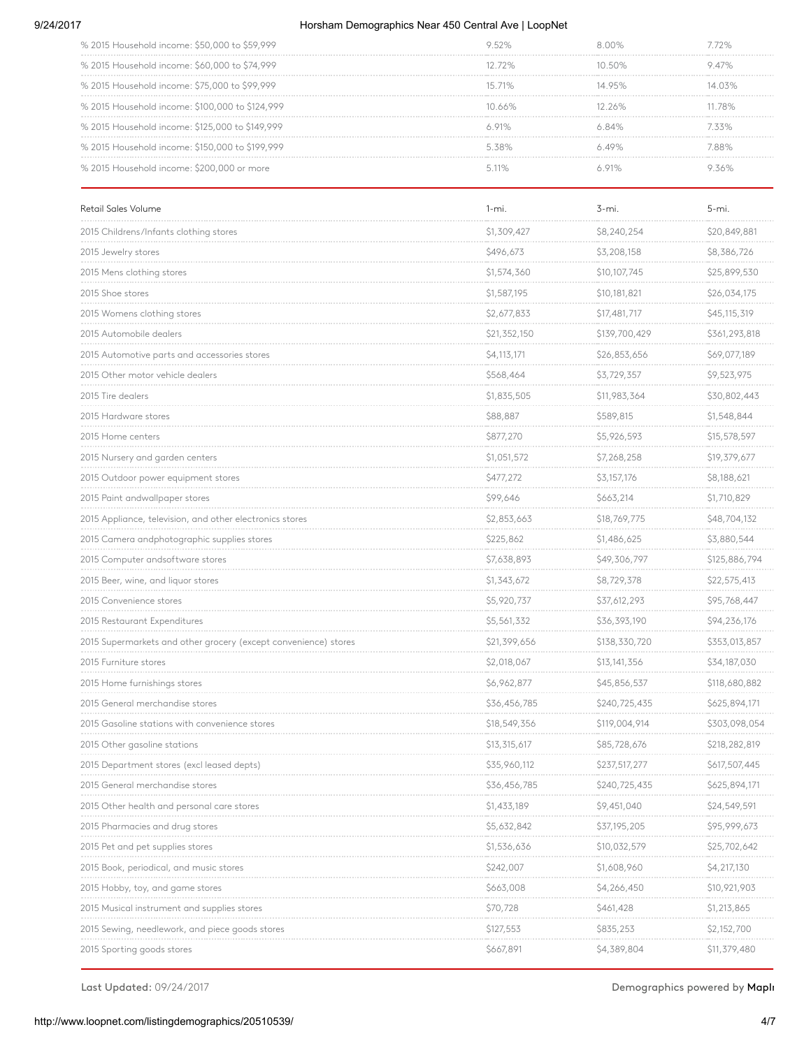| | | | |
|---|---|---|---|
| % 2015 Household income: $50,000 to $59,999 | 9.52% | 8.00% | 7.72% |
| % 2015 Household income: $60,000 to $74,999 | 12.72% | 10.50% | 9.47% |
| % 2015 Household income: $75,000 to $99,999 | 15.71% | 14.95% | 14.03% |
| % 2015 Household income: $100,000 to $124,999 | 10.66% | 12.26% | 11.78% |
| % 2015 Household income: $125,000 to $149,999 | 6.91% | 6.84% | 7.33% |
| % 2015 Household income: $150,000 to $199,999 | 5.38% | 6.49% | 7.88% |
| % 2015 Household income: $200,000 or more | 5.11% | 6.91% | 9.36% |

| Retail Sales Volume | 1-mi. | 3-mi. | 5-mi. |
|---|---|---|---|
| 2015 Childrens/Infants clothing stores | $1,309,427 | $8,240,254 | $20,849,881 |
| 2015 Jewelry stores | $496,673 | $3,208,158 | $8,386,726 |
| 2015 Mens clothing stores | $1,574,360 | $10,107,745 | $25,899,530 |
| 2015 Shoe stores | $1,587,195 | $10,181,821 | $26,034,175 |
| 2015 Womens clothing stores | $2,677,833 | $17,481,717 | $45,115,319 |
| 2015 Automobile dealers | $21,352,150 | $139,700,429 | $361,293,818 |
| 2015 Automotive parts and accessories stores | $4,113,171 | $26,853,656 | $69,077,189 |
| 2015 Other motor vehicle dealers | $568,464 | $3,729,357 | $9,523,975 |
| 2015 Tire dealers | $1,835,505 | $11,983,364 | $30,802,443 |
| 2015 Hardware stores | $88,887 | $589,815 | $1,548,844 |
| 2015 Home centers | $877,270 | $5,926,593 | $15,578,597 |
| 2015 Nursery and garden centers | $1,051,572 | $7,268,258 | $19,379,677 |
| 2015 Outdoor power equipment stores | $477,272 | $3,157,176 | $8,188,621 |
| 2015 Paint andwallpaper stores | $99,646 | $663,214 | $1,710,829 |
| 2015 Appliance, television, and other electronics stores | $2,853,663 | $18,769,775 | $48,704,132 |
| 2015 Camera andphotographic supplies stores | $225,862 | $1,486,625 | $3,880,544 |
| 2015 Computer andsoftware stores | $7,638,893 | $49,306,797 | $125,886,794 |
| 2015 Beer, wine, and liquor stores | $1,343,672 | $8,729,378 | $22,575,413 |
| 2015 Convenience stores | $5,920,737 | $37,612,293 | $95,768,447 |
| 2015 Restaurant Expenditures | $5,561,332 | $36,393,190 | $94,236,176 |
| 2015 Supermarkets and other grocery (except convenience) stores | $21,399,656 | $138,330,720 | $353,013,857 |
| 2015 Furniture stores | $2,018,067 | $13,141,356 | $34,187,030 |
| 2015 Home furnishings stores | $6,962,877 | $45,856,537 | $118,680,882 |
| 2015 General merchandise stores | $36,456,785 | $240,725,435 | $625,894,171 |
| 2015 Gasoline stations with convenience stores | $18,549,356 | $119,004,914 | $303,098,054 |
| 2015 Other gasoline stations | $13,315,617 | $85,728,676 | $218,282,819 |
| 2015 Department stores (excl leased depts) | $35,960,112 | $237,517,277 | $617,507,445 |
| 2015 General merchandise stores | $36,456,785 | $240,725,435 | $625,894,171 |
| 2015 Other health and personal care stores | $1,433,189 | $9,451,040 | $24,549,591 |
| 2015 Pharmacies and drug stores | $5,632,842 | $37,195,205 | $95,999,673 |
| 2015 Pet and pet supplies stores | $1,536,636 | $10,032,579 | $25,702,642 |
| 2015 Book, periodical, and music stores | $242,007 | $1,608,960 | $4,217,130 |
| 2015 Hobby, toy, and game stores | $663,008 | $4,266,450 | $10,921,903 |
| 2015 Musical instrument and supplies stores | $70,728 | $461,428 | $1,213,865 |
| 2015 Sewing, needlework, and piece goods stores | $127,553 | $835,253 | $2,152,700 |
| 2015 Sporting goods stores | $667,891 | $4,389,804 | $11,379,480 |

**Last Updated:** 09/24/2017

Demographics powered by **Mapl**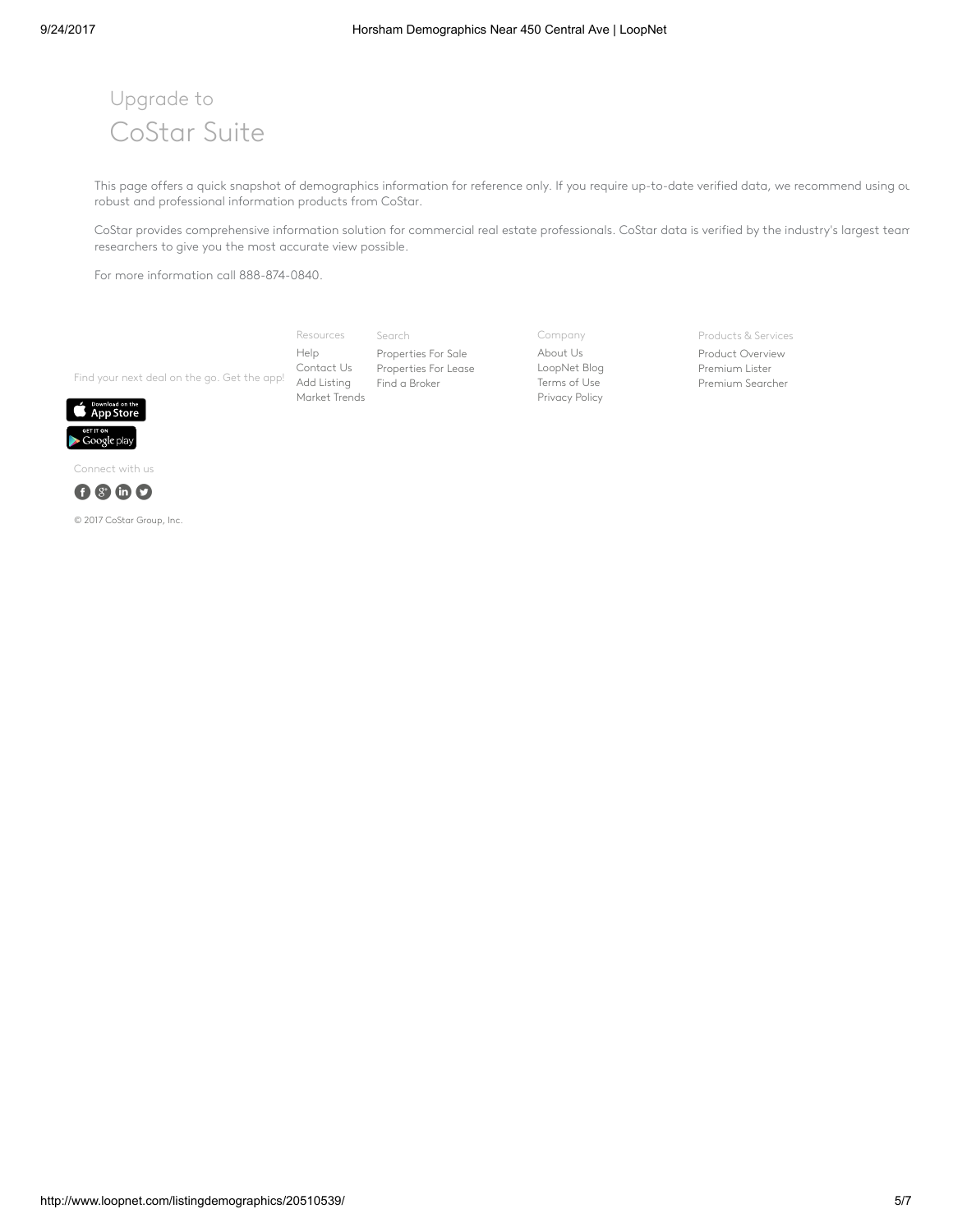Upgrade to

# CoStar Suite

This page offers a quick snapshot of demographics information for reference only. If you require up-to-date verified data, we recommend using ou robust and professional information products from CoStar.

CoStar provides comprehensive information solution for commercial real estate professionals. CoStar data is verified by the industry's largest team researchers to give you the most accurate view possible.

For more information call 888-874-0840.

Find your next deal on the go. Get the app!

Resources
- Help
- Contact Us
- Add Listing
- Market Trends

Search
- Properties For Sale
- Properties For Lease
- Find a Broker

Company
- About Us
- LoopNet Blog
- Terms of Use
- Privacy Policy

Products & Services
- Product Overview
- Premium Lister
- Premium Searcher

Download on the App Store

GET IT ON Google play

Connect with us

© 2017 CoStar Group, Inc.